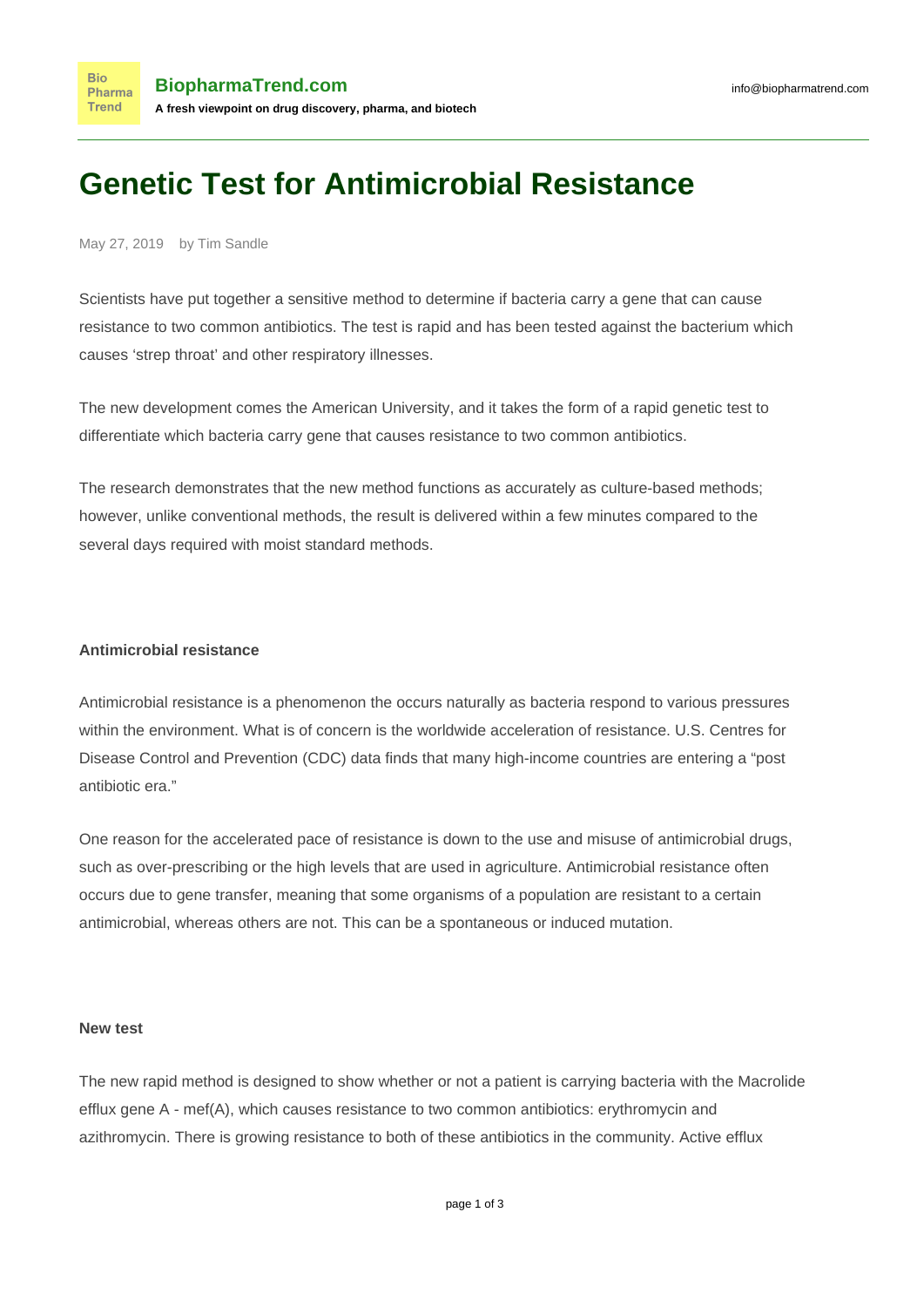# Genetic Test for Antimicrobial Resistance

May 27, 2019 by Tim Sandle

Scientists have put together a sensitive method to determine if bacteria carry a gene that can cause resistance to two common antibiotics. The test is rapid and has been tested against the bacterium which causes 'strep throat' and other respiratory illnesses.

The new development comes the American University, and it takes the form of a rapid genetic test to differentiate which bacteria carry gene that causes resistance to two common antibiotics.

The research demonstrates that the new method functions as accurately as culture-based methods; however, unlike conventional methods, the result is delivered within a few minutes compared to the several days required with moist standard methods.

### Antimicrobial resistance

Antimicrobial resistance is a phenomenon the occurs naturally as bacteria respond to various pressures within the environment. What is of concern is the worldwide acceleration of resistance. U.S. Centres for Disease Control and Prevention (CDC) data finds that many high-income countries are entering a "post antibiotic era."

One reason for the accelerated pace of resistance is down to the use and misuse of antimicrobial drugs, such as over-prescribing or the high levels that are used in agriculture. Antimicrobial resistance often occurs due to gene transfer, meaning that some organisms of a population are resistant to a certain antimicrobial, whereas others are not. This can be a spontaneous or induced mutation.

### New test

The new rapid method is designed to show whether or not a patient is carrying bacteria with the Macrolide efflux gene A - mef(A), which causes resistance to two common antibiotics: erythromycin and azithromycin. There is growing resistance to both of these antibiotics in the community. Active efflux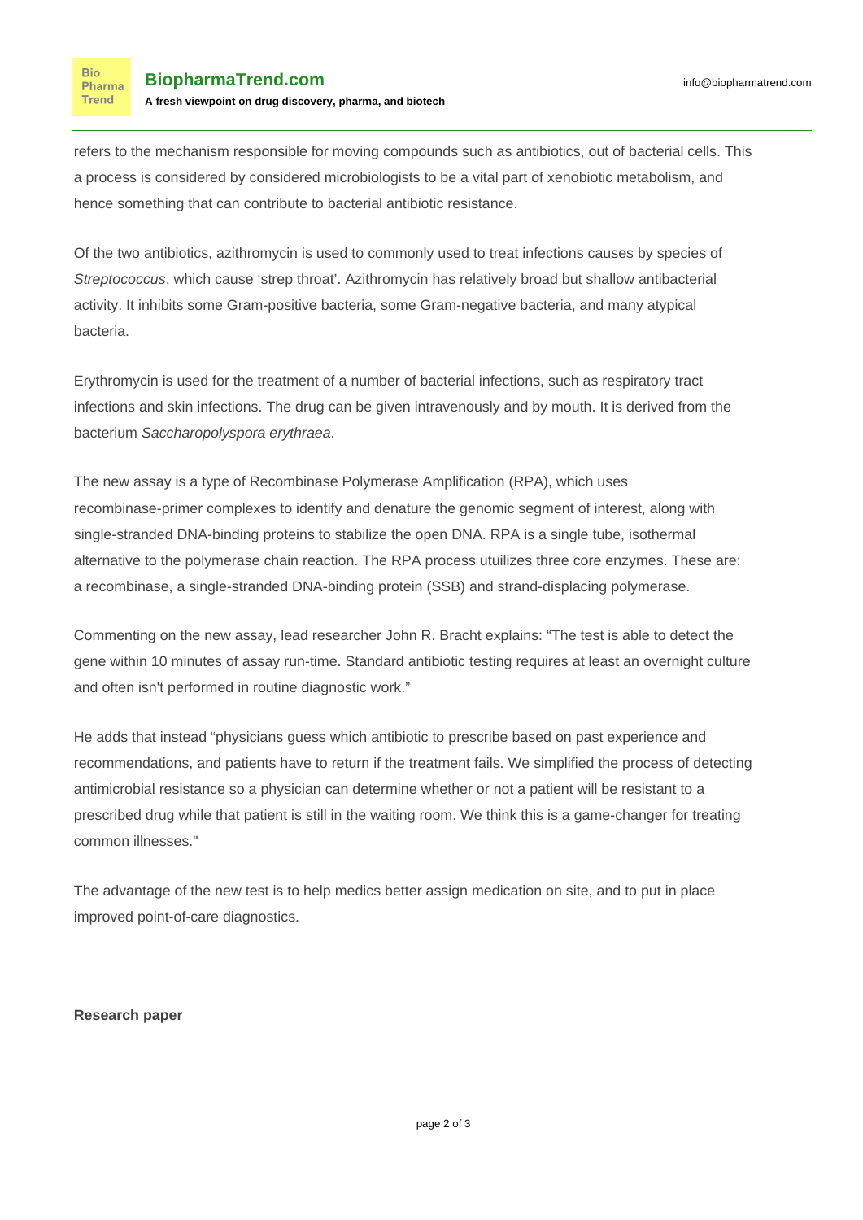refers to the mechanism responsible for moving compounds such as antibiotics, out of bacterial cells. This a process is considered by considered microbiologists to be a vital part of xenobiotic metabolism, and hence something that can contribute to bacterial antibiotic resistance.

Of the two antibiotics, azithromycin is used to commonly used to treat infections causes by species of *Streptococcus*, which cause 'strep throat'. Azithromycin has relatively broad but shallow antibacterial activity. It inhibits some Gram-positive bacteria, some Gram-negative bacteria, and many atypical bacteria.

Erythromycin is used for the treatment of a number of bacterial infections, such as respiratory tract infections and skin infections. The drug can be given intravenously and by mouth. It is derived from the bacterium *Saccharopolyspora erythraea*.

The new assay is a type of Recombinase Polymerase Amplification (RPA), which uses recombinase-primer complexes to identify and denature the genomic segment of interest, along with single-stranded DNA-binding proteins to stabilize the open DNA. RPA is a single tube, isothermal alternative to the polymerase chain reaction. The RPA process utuilizes three core enzymes. These are: a recombinase, a single-stranded DNA-binding protein (SSB) and strand-displacing polymerase.

Commenting on the new assay, lead researcher John R. Bracht explains: "The test is able to detect the gene within 10 minutes of assay run-time. Standard antibiotic testing requires at least an overnight culture and often isn't performed in routine diagnostic work."

He adds that instead "physicians guess which antibiotic to prescribe based on past experience and recommendations, and patients have to return if the treatment fails. We simplified the process of detecting antimicrobial resistance so a physician can determine whether or not a patient will be resistant to a prescribed drug while that patient is still in the waiting room. We think this is a game-changer for treating common illnesses."

The advantage of the new test is to help medics better assign medication on site, and to put in place improved point-of-care diagnostics.

**Research paper**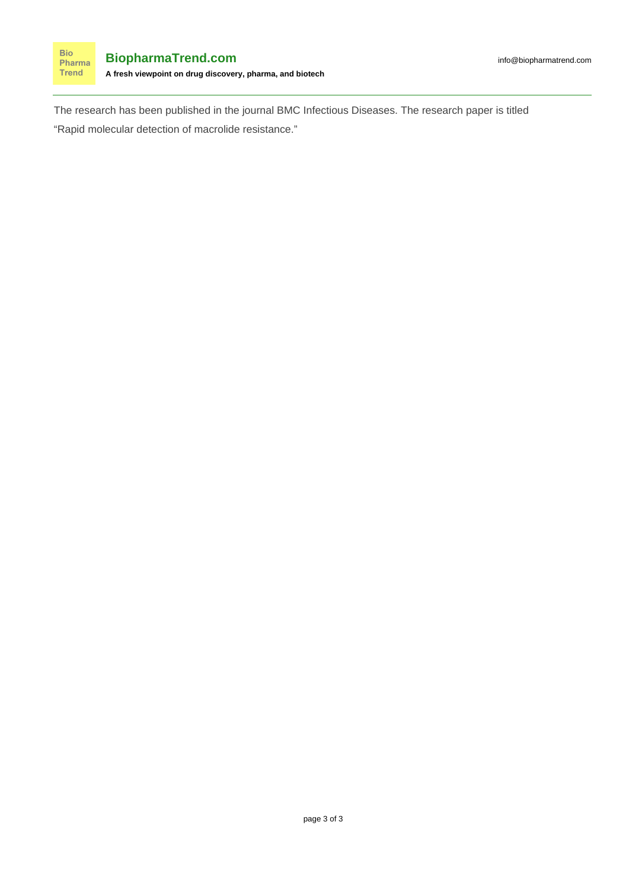The research has been published in the journal BMC Infectious Diseases. The research paper is titled "Rapid molecular detection of macrolide resistance."